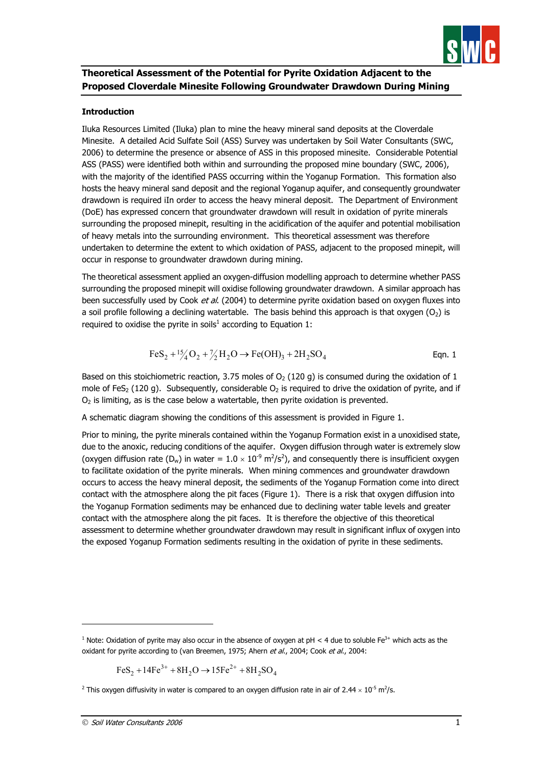# Theoretical Assessment of the Potential for Pyrite Oxidation Adjacent to the Proposed Cloverdale Minesite Following Groundwater Drawdown During Mining

## Introduction

Iluka Resources Limited (Iluka) plan to mine the heavy mineral sand deposits at the Cloverdale Minesite. A detailed Acid Sulfate Soil (ASS) Survey was undertaken by Soil Water Consultants (SWC, 2006) to determine the presence or absence of ASS in this proposed minesite. Considerable Potential ASS (PASS) were identified both within and surrounding the proposed mine boundary (SWC, 2006), with the majority of the identified PASS occurring within the Yoganup Formation. This formation also hosts the heavy mineral sand deposit and the regional Yoganup aquifer, and consequently groundwater drawdown is required iIn order to access the heavy mineral deposit. The Department of Environment (DoE) has expressed concern that groundwater drawdown will result in oxidation of pyrite minerals surrounding the proposed minepit, resulting in the acidification of the aquifer and potential mobilisation of heavy metals into the surrounding environment. This theoretical assessment was therefore undertaken to determine the extent to which oxidation of PASS, adjacent to the proposed minepit, will occur in response to groundwater drawdown during mining.

The theoretical assessment applied an oxygen-diffusion modelling approach to determine whether PASS surrounding the proposed minepit will oxidise following groundwater drawdown. A similar approach has been successfully used by Cook *et al.* (2004) to determine pyrite oxidation based on oxygen fluxes into a soil profile following a declining watertable. The basis behind this approach is that oxygen ($O_2$) is required to oxidise the pyrite in soils[1] according to Equation 1:

$$FeS_2 + {}^{15}\!/_{4}O_2 + {}^{7}\!/_{2}H_2O \rightarrow Fe(OH)_3 + 2H_2SO_4 \qquad \text{Eqn. 1}$$

Based on this stoichiometric reaction, 3.75 moles of $O_2$ (120 g) is consumed during the oxidation of 1 mole of $FeS_2$ (120 g). Subsequently, considerable $O_2$ is required to drive the oxidation of pyrite, and if $O_2$ is limiting, as is the case below a watertable, then pyrite oxidation is prevented.

A schematic diagram showing the conditions of this assessment is provided in Figure 1.

Prior to mining, the pyrite minerals contained within the Yoganup Formation exist in a unoxidised state, due to the anoxic, reducing conditions of the aquifer. Oxygen diffusion through water is extremely slow (oxygen diffusion rate ($D_w$) in water = $1.0 \times 10^{-9}$ m$^2$/s[2]), and consequently there is insufficient oxygen to facilitate oxidation of the pyrite minerals. When mining commences and groundwater drawdown occurs to access the heavy mineral deposit, the sediments of the Yoganup Formation come into direct contact with the atmosphere along the pit faces (Figure 1). There is a risk that oxygen diffusion into the Yoganup Formation sediments may be enhanced due to declining water table levels and greater contact with the atmosphere along the pit faces. It is therefore the objective of this theoretical assessment to determine whether groundwater drawdown may result in significant influx of oxygen into the exposed Yoganup Formation sediments resulting in the oxidation of pyrite in these sediments.

---

[1] Note: Oxidation of pyrite may also occur in the absence of oxygen at pH < 4 due to soluble $Fe^{3+}$ which acts as the oxidant for pyrite according to (van Breemen, 1975; Ahern *et al.*, 2004; Cook *et al.*, 2004:

$$FeS_2 + 14Fe^{3+} + 8H_2O \rightarrow 15Fe^{2+} + 8H_2SO_4$$

[2] This oxygen diffusivity in water is compared to an oxygen diffusion rate in air of $2.44 \times 10^{-5}$ m$^2$/s.

© *Soil Water Consultants 2006*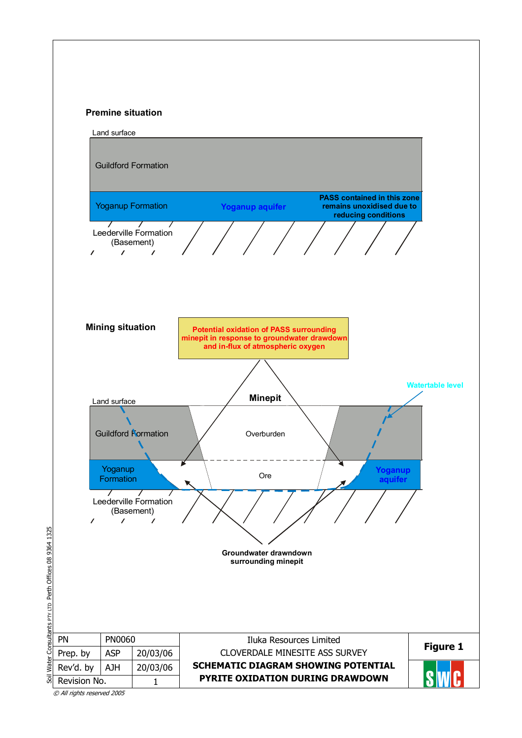**Premine situation**

Land surface

Guildford Formation

Yoganup Formation

Yoganup aquifer

PASS contained in this zone remains unoxidised due to reducing conditions

Leederville Formation (Basement)

**Mining situation**

Potential oxidation of PASS surrounding minepit in response to groundwater drawdown and in-flux of atmospheric oxygen

Watertable level

Land surface

Minepit

Guildford Formation

Overburden

Yoganup Formation

Ore

Yoganup aquifer

Leederville Formation (Basement)

Groundwater drawdown surrounding minepit

| PN | PN0060 | | Iluka Resources Limited |
|---|---|---|---|
| Prep. by | ASP | 20/03/06 | CLOVERDALE MINESITE ASS SURVEY |
| Rev'd. by | AJH | 20/03/06 | **SCHEMATIC DIAGRAM SHOWING POTENTIAL** |
| Revision No. | | 1 | **PYRITE OXIDATION DURING DRAWDOWN** |

**Figure 1**

SWC

Soil Water Consultants PTY LTD Perth Offices 08 9364 1325

*© All rights reserved 2005*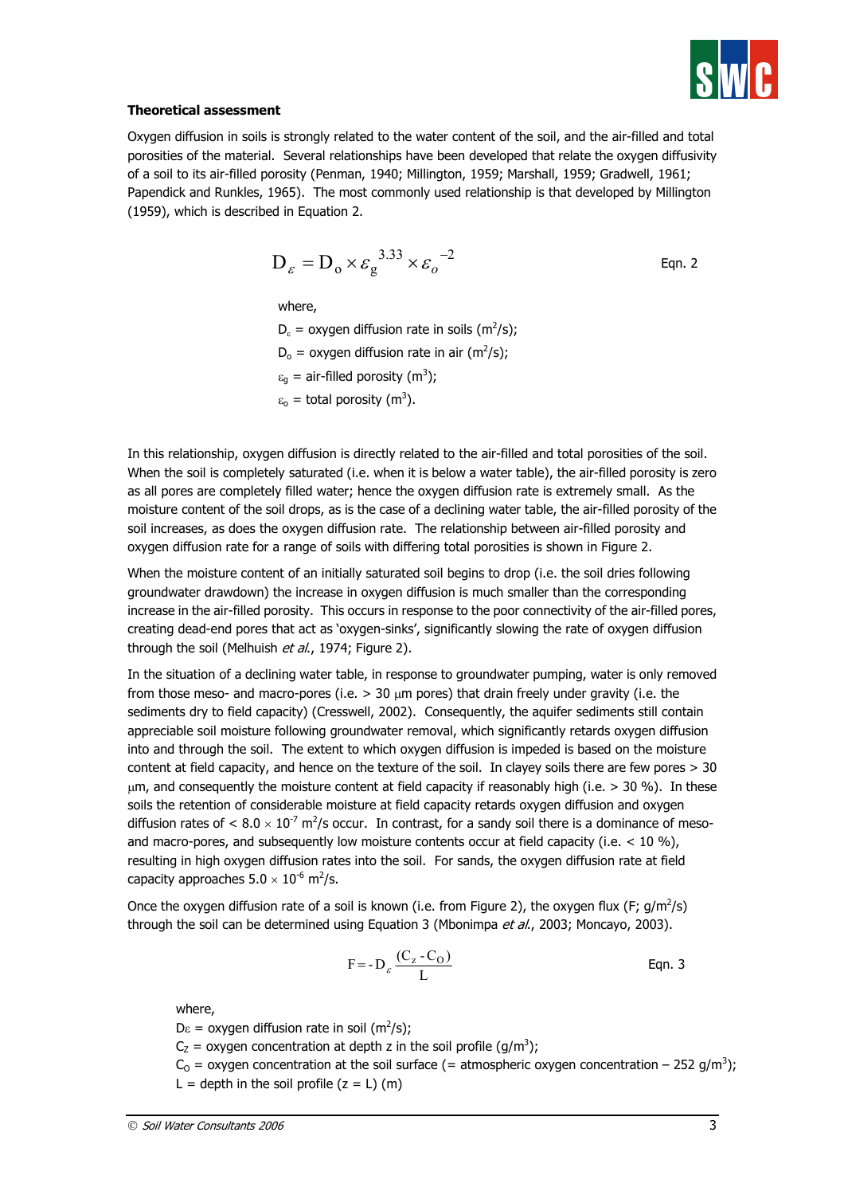**Theoretical assessment**

Oxygen diffusion in soils is strongly related to the water content of the soil, and the air-filled and total porosities of the material. Several relationships have been developed that relate the oxygen diffusivity of a soil to its air-filled porosity (Penman, 1940; Millington, 1959; Marshall, 1959; Gradwell, 1961; Papendick and Runkles, 1965). The most commonly used relationship is that developed by Millington (1959), which is described in Equation 2.

$$D_{\varepsilon} = D_{o} \times \varepsilon_{g}^{3.33} \times \varepsilon_{o}^{-2} \qquad \text{Eqn. 2}$$

where,

$D_{\varepsilon}$ = oxygen diffusion rate in soils ($m^2/s$);

$D_o$ = oxygen diffusion rate in air ($m^2/s$);

$\varepsilon_g$ = air-filled porosity ($m^3$);

$\varepsilon_o$ = total porosity ($m^3$).

In this relationship, oxygen diffusion is directly related to the air-filled and total porosities of the soil. When the soil is completely saturated (i.e. when it is below a water table), the air-filled porosity is zero as all pores are completely filled water; hence the oxygen diffusion rate is extremely small. As the moisture content of the soil drops, as is the case of a declining water table, the air-filled porosity of the soil increases, as does the oxygen diffusion rate. The relationship between air-filled porosity and oxygen diffusion rate for a range of soils with differing total porosities is shown in Figure 2.

When the moisture content of an initially saturated soil begins to drop (i.e. the soil dries following groundwater drawdown) the increase in oxygen diffusion is much smaller than the corresponding increase in the air-filled porosity. This occurs in response to the poor connectivity of the air-filled pores, creating dead-end pores that act as 'oxygen-sinks', significantly slowing the rate of oxygen diffusion through the soil (Melhuish *et al.*, 1974; Figure 2).

In the situation of a declining water table, in response to groundwater pumping, water is only removed from those meso- and macro-pores (i.e. > 30 μm pores) that drain freely under gravity (i.e. the sediments dry to field capacity) (Cresswell, 2002). Consequently, the aquifer sediments still contain appreciable soil moisture following groundwater removal, which significantly retards oxygen diffusion into and through the soil. The extent to which oxygen diffusion is impeded is based on the moisture content at field capacity, and hence on the texture of the soil. In clayey soils there are few pores > 30 μm, and consequently the moisture content at field capacity if reasonably high (i.e. > 30 %). In these soils the retention of considerable moisture at field capacity retards oxygen diffusion and oxygen diffusion rates of $< 8.0 \times 10^{-7}$ $m^2/s$ occur. In contrast, for a sandy soil there is a dominance of meso- and macro-pores, and subsequently low moisture contents occur at field capacity (i.e. < 10 %), resulting in high oxygen diffusion rates into the soil. For sands, the oxygen diffusion rate at field capacity approaches $5.0 \times 10^{-6}$ $m^2/s$.

Once the oxygen diffusion rate of a soil is known (i.e. from Figure 2), the oxygen flux (F; $g/m^2/s$) through the soil can be determined using Equation 3 (Mbonimpa *et al.*, 2003; Moncayo, 2003).

$$F = -D_{\varepsilon} \frac{(C_z - C_O)}{L} \qquad \text{Eqn. 3}$$

where,

$D_{\varepsilon}$ = oxygen diffusion rate in soil ($m^2/s$);

$C_Z$ = oxygen concentration at depth z in the soil profile ($g/m^3$);

$C_O$ = oxygen concentration at the soil surface (= atmospheric oxygen concentration – 252 $g/m^3$);

L = depth in the soil profile (z = L) (m)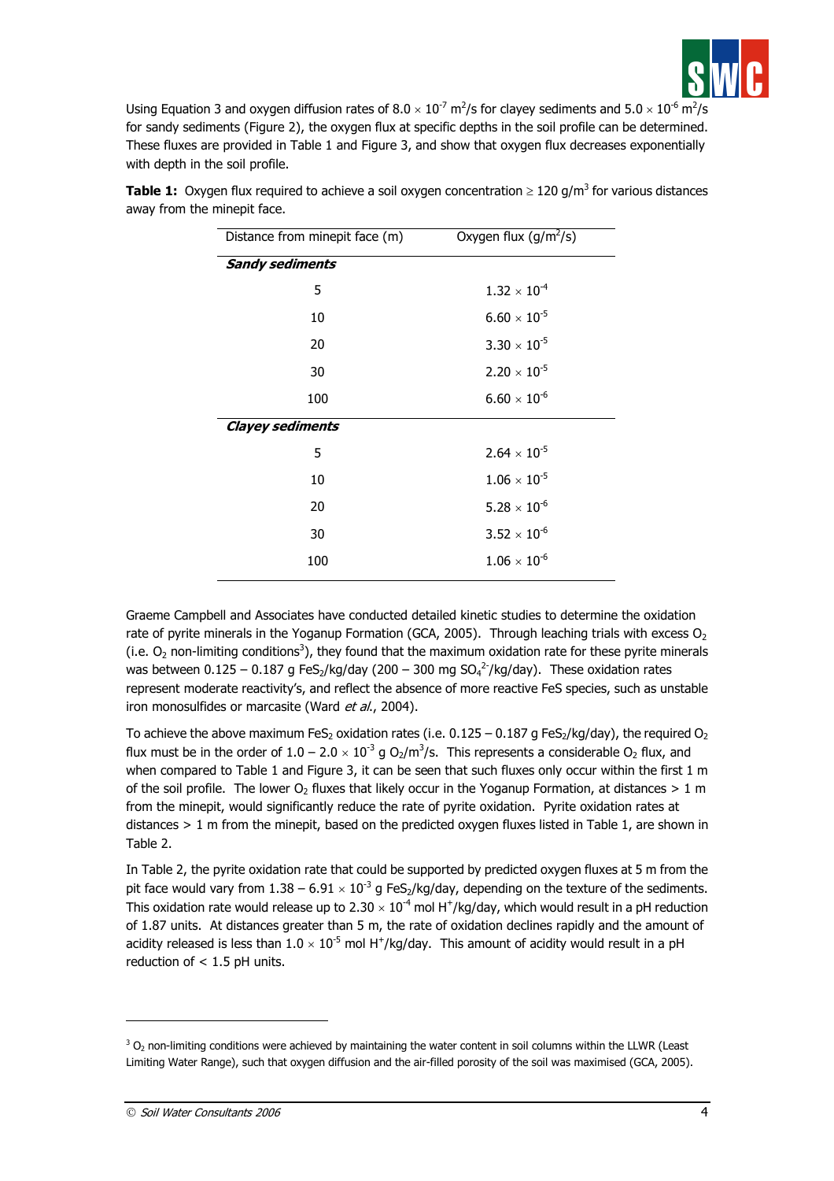Using Equation 3 and oxygen diffusion rates of $8.0 \times 10^{-7}$ $m^2/s$ for clayey sediments and $5.0 \times 10^{-6}$ $m^2/s$ for sandy sediments (Figure 2), the oxygen flux at specific depths in the soil profile can be determined. These fluxes are provided in Table 1 and Figure 3, and show that oxygen flux decreases exponentially with depth in the soil profile.

**Table 1:** Oxygen flux required to achieve a soil oxygen concentration $\geq 120$ $g/m^3$ for various distances away from the minepit face.

| Distance from minepit face (m) | Oxygen flux ($g/m^2/s$) |
|---|---|
| ***Sandy sediments*** | |
| 5 | $1.32 \times 10^{-4}$ |
| 10 | $6.60 \times 10^{-5}$ |
| 20 | $3.30 \times 10^{-5}$ |
| 30 | $2.20 \times 10^{-5}$ |
| 100 | $6.60 \times 10^{-6}$ |
| ***Clayey sediments*** | |
| 5 | $2.64 \times 10^{-5}$ |
| 10 | $1.06 \times 10^{-5}$ |
| 20 | $5.28 \times 10^{-6}$ |
| 30 | $3.52 \times 10^{-6}$ |
| 100 | $1.06 \times 10^{-6}$ |

Graeme Campbell and Associates have conducted detailed kinetic studies to determine the oxidation rate of pyrite minerals in the Yoganup Formation (GCA, 2005). Through leaching trials with excess $O_2$ (i.e. $O_2$ non-limiting conditions[3]), they found that the maximum oxidation rate for these pyrite minerals was between 0.125 – 0.187 g $FeS_2$/kg/day (200 – 300 mg $SO_4^{2-}$/kg/day). These oxidation rates represent moderate reactivity's, and reflect the absence of more reactive FeS species, such as unstable iron monosulfides or marcasite (Ward *et al.*, 2004).

To achieve the above maximum $FeS_2$ oxidation rates (i.e. 0.125 – 0.187 g $FeS_2$/kg/day), the required $O_2$ flux must be in the order of $1.0 - 2.0 \times 10^{-3}$ g $O_2/m^3/s$. This represents a considerable $O_2$ flux, and when compared to Table 1 and Figure 3, it can be seen that such fluxes only occur within the first 1 m of the soil profile. The lower $O_2$ fluxes that likely occur in the Yoganup Formation, at distances > 1 m from the minepit, would significantly reduce the rate of pyrite oxidation. Pyrite oxidation rates at distances > 1 m from the minepit, based on the predicted oxygen fluxes listed in Table 1, are shown in Table 2.

In Table 2, the pyrite oxidation rate that could be supported by predicted oxygen fluxes at 5 m from the pit face would vary from $1.38 - 6.91 \times 10^{-3}$ g $FeS_2$/kg/day, depending on the texture of the sediments. This oxidation rate would release up to $2.30 \times 10^{-4}$ mol $H^+$/kg/day, which would result in a pH reduction of 1.87 units. At distances greater than 5 m, the rate of oxidation declines rapidly and the amount of acidity released is less than $1.0 \times 10^{-5}$ mol $H^+$/kg/day. This amount of acidity would result in a pH reduction of < 1.5 pH units.

---

[3] $O_2$ non-limiting conditions were achieved by maintaining the water content in soil columns within the LLWR (Least Limiting Water Range), such that oxygen diffusion and the air-filled porosity of the soil was maximised (GCA, 2005).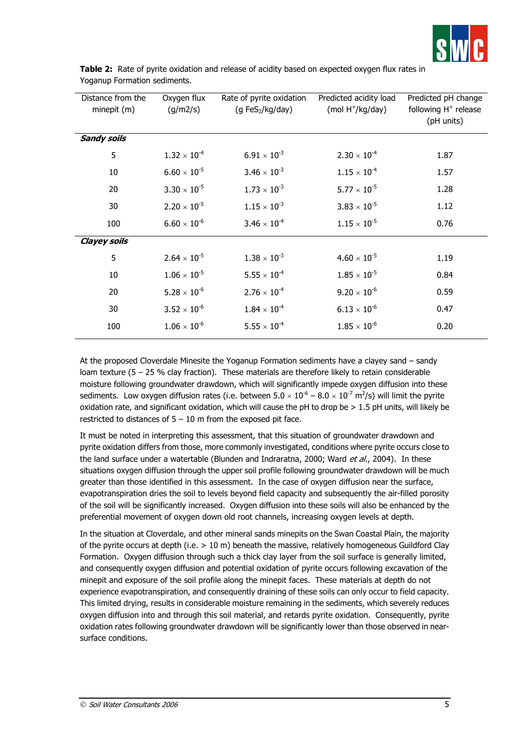**Table 2:** Rate of pyrite oxidation and release of acidity based on expected oxygen flux rates in Yoganup Formation sediments.

| Distance from the minepit (m) | Oxygen flux (g/m2/s) | Rate of pyrite oxidation (g $FeS_2$/kg/day) | Predicted acidity load (mol $H^+$/kg/day) | Predicted pH change following $H^+$ release (pH units) |
|---|---|---|---|---|
| ***Sandy soils*** | | | | |
| 5 | $1.32 \times 10^{-4}$ | $6.91 \times 10^{-3}$ | $2.30 \times 10^{-4}$ | 1.87 |
| 10 | $6.60 \times 10^{-5}$ | $3.46 \times 10^{-3}$ | $1.15 \times 10^{-4}$ | 1.57 |
| 20 | $3.30 \times 10^{-5}$ | $1.73 \times 10^{-3}$ | $5.77 \times 10^{-5}$ | 1.28 |
| 30 | $2.20 \times 10^{-5}$ | $1.15 \times 10^{-3}$ | $3.83 \times 10^{-5}$ | 1.12 |
| 100 | $6.60 \times 10^{-6}$ | $3.46 \times 10^{-4}$ | $1.15 \times 10^{-5}$ | 0.76 |
| ***Clayey soils*** | | | | |
| 5 | $2.64 \times 10^{-5}$ | $1.38 \times 10^{-3}$ | $4.60 \times 10^{-5}$ | 1.19 |
| 10 | $1.06 \times 10^{-5}$ | $5.55 \times 10^{-4}$ | $1.85 \times 10^{-5}$ | 0.84 |
| 20 | $5.28 \times 10^{-6}$ | $2.76 \times 10^{-4}$ | $9.20 \times 10^{-6}$ | 0.59 |
| 30 | $3.52 \times 10^{-6}$ | $1.84 \times 10^{-4}$ | $6.13 \times 10^{-6}$ | 0.47 |
| 100 | $1.06 \times 10^{-6}$ | $5.55 \times 10^{-4}$ | $1.85 \times 10^{-6}$ | 0.20 |

At the proposed Cloverdale Minesite the Yoganup Formation sediments have a clayey sand – sandy loam texture (5 – 25 % clay fraction). These materials are therefore likely to retain considerable moisture following groundwater drawdown, which will significantly impede oxygen diffusion into these sediments. Low oxygen diffusion rates (i.e. between $5.0 \times 10^{-6} - 8.0 \times 10^{-7}$ $m^2$/s) will limit the pyrite oxidation rate, and significant oxidation, which will cause the pH to drop be > 1.5 pH units, will likely be restricted to distances of 5 – 10 m from the exposed pit face.

It must be noted in interpreting this assessment, that this situation of groundwater drawdown and pyrite oxidation differs from those, more commonly investigated, conditions where pyrite occurs close to the land surface under a watertable (Blunden and Indraratna, 2000; Ward *et al.*, 2004). In these situations oxygen diffusion through the upper soil profile following groundwater drawdown will be much greater than those identified in this assessment. In the case of oxygen diffusion near the surface, evapotranspiration dries the soil to levels beyond field capacity and subsequently the air-filled porosity of the soil will be significantly increased. Oxygen diffusion into these soils will also be enhanced by the preferential movement of oxygen down old root channels, increasing oxygen levels at depth.

In the situation at Cloverdale, and other mineral sands minepits on the Swan Coastal Plain, the majority of the pyrite occurs at depth (i.e. > 10 m) beneath the massive, relatively homogeneous Guildford Clay Formation. Oxygen diffusion through such a thick clay layer from the soil surface is generally limited, and consequently oxygen diffusion and potential oxidation of pyrite occurs following excavation of the minepit and exposure of the soil profile along the minepit faces. These materials at depth do not experience evapotranspiration, and consequently draining of these soils can only occur to field capacity. This limited drying, results in considerable moisture remaining in the sediments, which severely reduces oxygen diffusion into and through this soil material, and retards pyrite oxidation. Consequently, pyrite oxidation rates following groundwater drawdown will be significantly lower than those observed in near-surface conditions.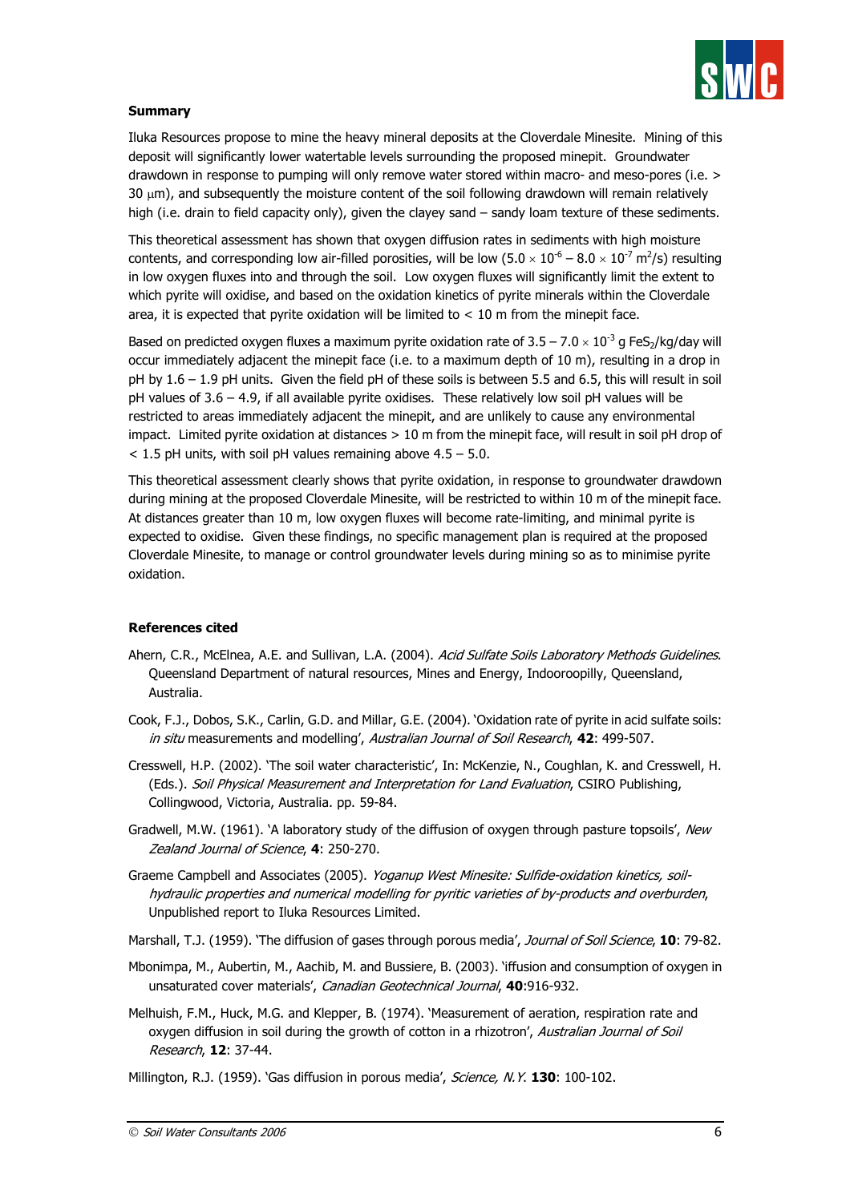**Summary**

Iluka Resources propose to mine the heavy mineral deposits at the Cloverdale Minesite. Mining of this deposit will significantly lower watertable levels surrounding the proposed minepit. Groundwater drawdown in response to pumping will only remove water stored within macro- and meso-pores (i.e. > 30 $\mu$m), and subsequently the moisture content of the soil following drawdown will remain relatively high (i.e. drain to field capacity only), given the clayey sand – sandy loam texture of these sediments.

This theoretical assessment has shown that oxygen diffusion rates in sediments with high moisture contents, and corresponding low air-filled porosities, will be low ($5.0 \times 10^{-6} – 8.0 \times 10^{-7}$ $m^2$/s) resulting in low oxygen fluxes into and through the soil. Low oxygen fluxes will significantly limit the extent to which pyrite will oxidise, and based on the oxidation kinetics of pyrite minerals within the Cloverdale area, it is expected that pyrite oxidation will be limited to < 10 m from the minepit face.

Based on predicted oxygen fluxes a maximum pyrite oxidation rate of $3.5 – 7.0 \times 10^{-3}$ g $FeS_2$/kg/day will occur immediately adjacent the minepit face (i.e. to a maximum depth of 10 m), resulting in a drop in pH by 1.6 – 1.9 pH units. Given the field pH of these soils is between 5.5 and 6.5, this will result in soil pH values of 3.6 – 4.9, if all available pyrite oxidises. These relatively low soil pH values will be restricted to areas immediately adjacent the minepit, and are unlikely to cause any environmental impact. Limited pyrite oxidation at distances > 10 m from the minepit face, will result in soil pH drop of < 1.5 pH units, with soil pH values remaining above 4.5 – 5.0.

This theoretical assessment clearly shows that pyrite oxidation, in response to groundwater drawdown during mining at the proposed Cloverdale Minesite, will be restricted to within 10 m of the minepit face. At distances greater than 10 m, low oxygen fluxes will become rate-limiting, and minimal pyrite is expected to oxidise. Given these findings, no specific management plan is required at the proposed Cloverdale Minesite, to manage or control groundwater levels during mining so as to minimise pyrite oxidation.

**References cited**

Ahern, C.R., McElnea, A.E. and Sullivan, L.A. (2004). *Acid Sulfate Soils Laboratory Methods Guidelines*. Queensland Department of natural resources, Mines and Energy, Indooroopilly, Queensland, Australia.

Cook, F.J., Dobos, S.K., Carlin, G.D. and Millar, G.E. (2004). 'Oxidation rate of pyrite in acid sulfate soils: *in situ* measurements and modelling', *Australian Journal of Soil Research*, **42**: 499-507.

Cresswell, H.P. (2002). 'The soil water characteristic', In: McKenzie, N., Coughlan, K. and Cresswell, H. (Eds.). *Soil Physical Measurement and Interpretation for Land Evaluation*, CSIRO Publishing, Collingwood, Victoria, Australia. pp. 59-84.

Gradwell, M.W. (1961). 'A laboratory study of the diffusion of oxygen through pasture topsoils', *New Zealand Journal of Science*, **4**: 250-270.

Graeme Campbell and Associates (2005). *Yoganup West Minesite: Sulfide-oxidation kinetics, soil-hydraulic properties and numerical modelling for pyritic varieties of by-products and overburden*, Unpublished report to Iluka Resources Limited.

Marshall, T.J. (1959). 'The diffusion of gases through porous media', *Journal of Soil Science*, **10**: 79-82.

Mbonimpa, M., Aubertin, M., Aachib, M. and Bussiere, B. (2003). 'iffusion and consumption of oxygen in unsaturated cover materials', *Canadian Geotechnical Journal*, **40**:916-932.

Melhuish, F.M., Huck, M.G. and Klepper, B. (1974). 'Measurement of aeration, respiration rate and oxygen diffusion in soil during the growth of cotton in a rhizotron', *Australian Journal of Soil Research*, **12**: 37-44.

Millington, R.J. (1959). 'Gas diffusion in porous media', *Science, N.Y.* **130**: 100-102.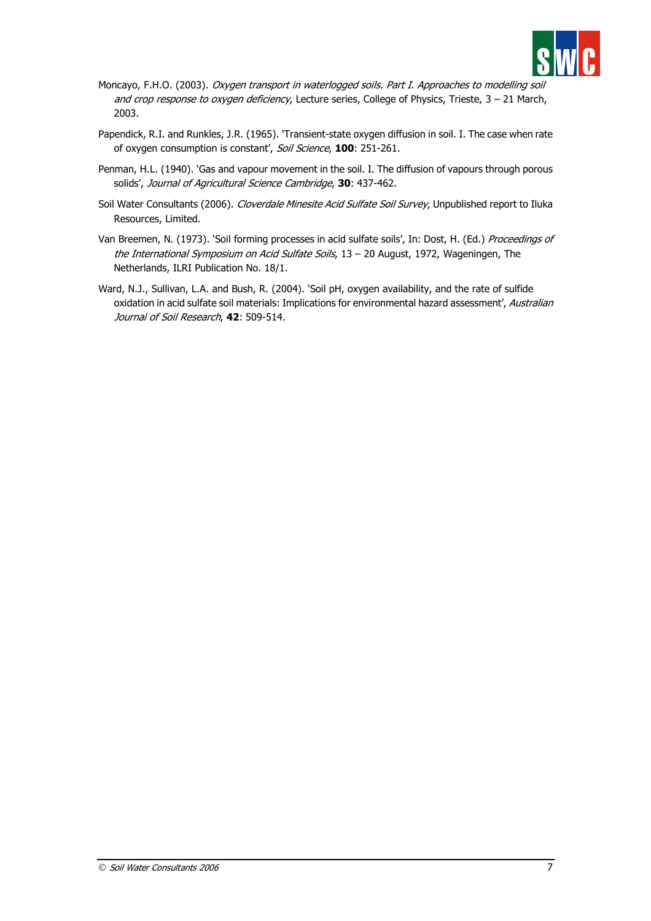Moncayo, F.H.O. (2003). *Oxygen transport in waterlogged soils. Part I. Approaches to modelling soil and crop response to oxygen deficiency*, Lecture series, College of Physics, Trieste, 3 – 21 March, 2003.

Papendick, R.I. and Runkles, J.R. (1965). 'Transient-state oxygen diffusion in soil. I. The case when rate of oxygen consumption is constant', *Soil Science*, **100**: 251-261.

Penman, H.L. (1940). 'Gas and vapour movement in the soil. I. The diffusion of vapours through porous solids', *Journal of Agricultural Science Cambridge*, **30**: 437-462.

Soil Water Consultants (2006). *Cloverdale Minesite Acid Sulfate Soil Survey*, Unpublished report to Iluka Resources, Limited.

Van Breemen, N. (1973). 'Soil forming processes in acid sulfate soils', In: Dost, H. (Ed.) *Proceedings of the International Symposium on Acid Sulfate Soils*, 13 – 20 August, 1972, Wageningen, The Netherlands, ILRI Publication No. 18/1.

Ward, N.J., Sullivan, L.A. and Bush, R. (2004). 'Soil pH, oxygen availability, and the rate of sulfide oxidation in acid sulfate soil materials: Implications for environmental hazard assessment', *Australian Journal of Soil Research*, **42**: 509-514.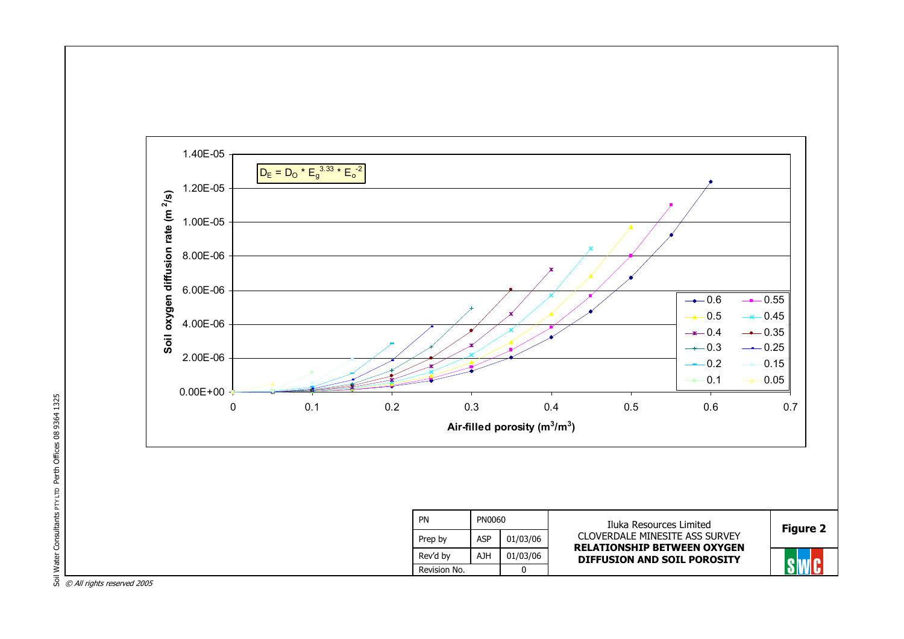$$D_E = D_O * E_g^{3.33} * E_o^{-2}$$

Soil oxygen diffusion rate ($m^2/s$)

Air-filled porosity ($m^3/m^3$)

Legend: 0.6, 0.55, 0.5, 0.45, 0.4, 0.35, 0.3, 0.25, 0.2, 0.15, 0.1, 0.05

| PN | PN0060 | |
|---|---|---|
| Prep by | ASP | 01/03/06 |
| Rev'd by | AJH | 01/03/06 |
| Revision No. | | 0 |

Iluka Resources Limited
CLOVERDALE MINESITE ASS SURVEY
**RELATIONSHIP BETWEEN OXYGEN DIFFUSION AND SOIL POROSITY**

**Figure 2**

Soil Water Consultants PTY LTD Perth Offices 08 9364 1325

*© All rights reserved 2005*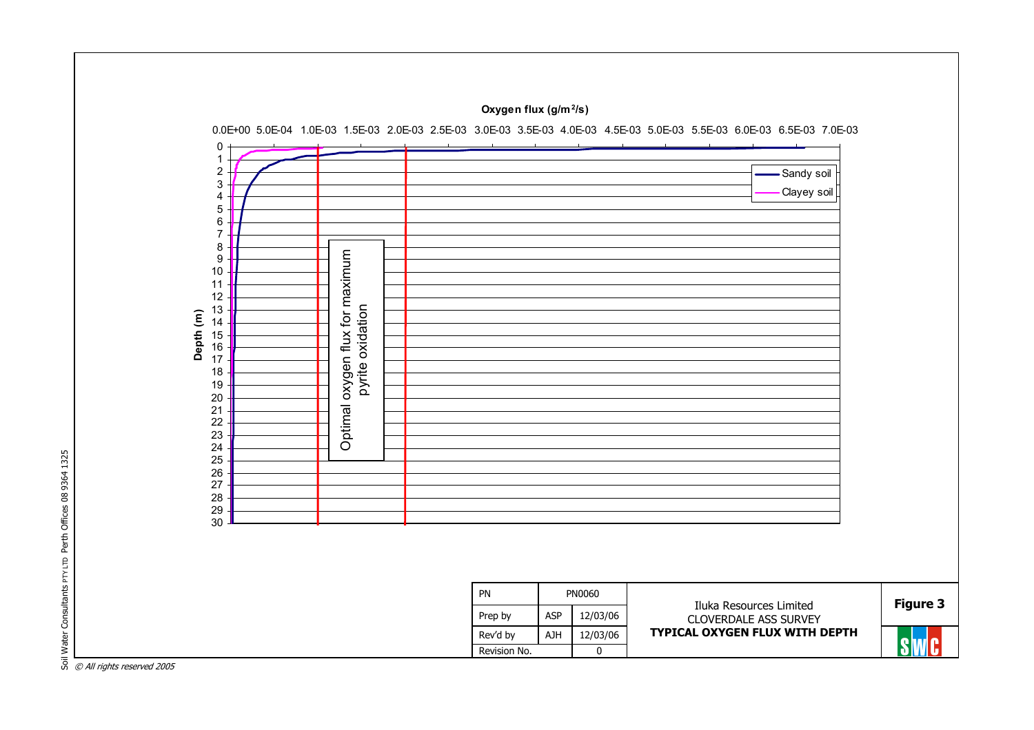Oxygen flux (g/m²/s)

0.0E+00 5.0E-04 1.0E-03 1.5E-03 2.0E-03 2.5E-03 3.0E-03 3.5E-03 4.0E-03 4.5E-03 5.0E-03 5.5E-03 6.0E-03 6.5E-03 7.0E-03

Depth (m)

0 1 2 3 4 5 6 7 8 9 10 11 12 13 14 15 16 17 18 19 20 21 22 23 24 25 26 27 28 29 30

Sandy soil

Clayey soil

Optimal oxygen flux for maximum pyrite oxidation

| | | |
|---|---|---|
| PN | PN0060 | |
| Prep by | ASP | 12/03/06 |
| Rev'd by | AJH | 12/03/06 |
| Revision No. | | 0 |

Iluka Resources Limited
CLOVERDALE ASS SURVEY
**TYPICAL OXYGEN FLUX WITH DEPTH**

**Figure 3**

SWC

Soil Water Consultants PTY LTD Perth Offices 08 9364 1325

*© All rights reserved 2005*